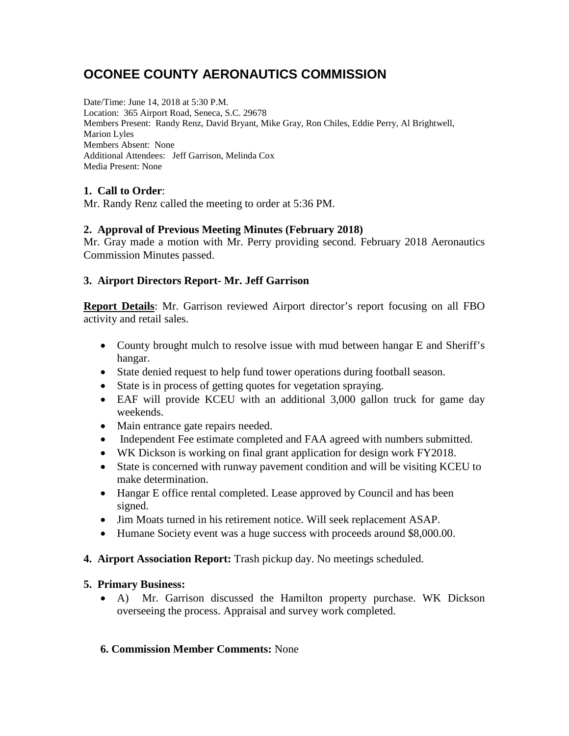# OCONEE COUNTY AERONAUTICS COMMISSION

Date/Time: June 14, 2018 at 5:30 P.M.
Location: 365 Airport Road, Seneca, S.C. 29678
Members Present: Randy Renz, David Bryant, Mike Gray, Ron Chiles, Eddie Perry, Al Brightwell, Marion Lyles
Members Absent: None
Additional Attendees: Jeff Garrison, Melinda Cox
Media Present: None

**1. Call to Order**:
Mr. Randy Renz called the meeting to order at 5:36 PM.

**2. Approval of Previous Meeting Minutes (February 2018)**
Mr. Gray made a motion with Mr. Perry providing second. February 2018 Aeronautics Commission Minutes passed.

**3. Airport Directors Report- Mr. Jeff Garrison**

**Report Details**: Mr. Garrison reviewed Airport director's report focusing on all FBO activity and retail sales.

- County brought mulch to resolve issue with mud between hangar E and Sheriff's hangar.
- State denied request to help fund tower operations during football season.
- State is in process of getting quotes for vegetation spraying.
- EAF will provide KCEU with an additional 3,000 gallon truck for game day weekends.
- Main entrance gate repairs needed.
- Independent Fee estimate completed and FAA agreed with numbers submitted.
- WK Dickson is working on final grant application for design work FY2018.
- State is concerned with runway pavement condition and will be visiting KCEU to make determination.
- Hangar E office rental completed. Lease approved by Council and has been signed.
- Jim Moats turned in his retirement notice. Will seek replacement ASAP.
- Humane Society event was a huge success with proceeds around $8,000.00.

**4. Airport Association Report:** Trash pickup day. No meetings scheduled.

**5. Primary Business:**

- A) Mr. Garrison discussed the Hamilton property purchase. WK Dickson overseeing the process. Appraisal and survey work completed.

**6. Commission Member Comments:** None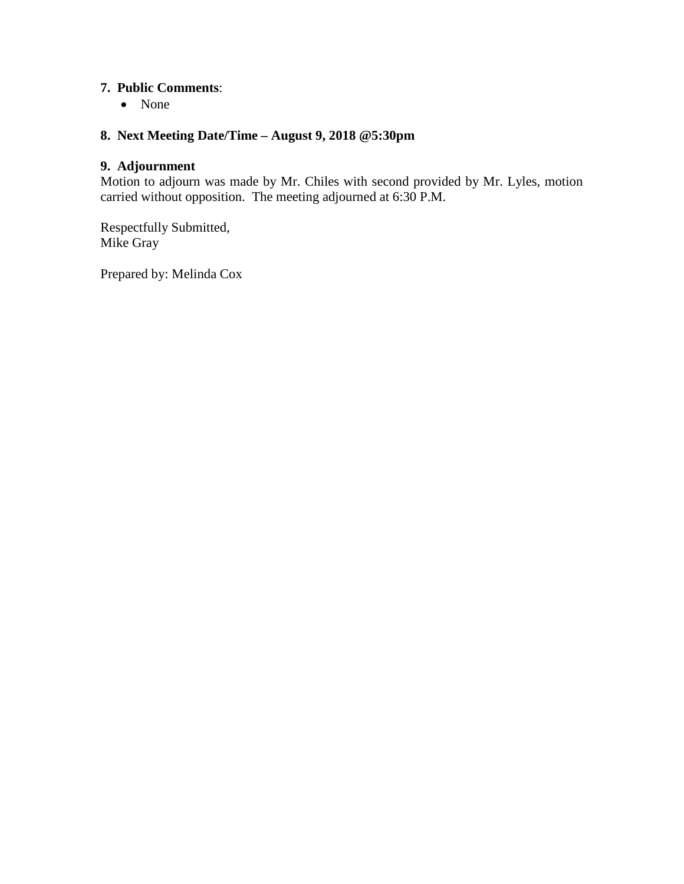**7. Public Comments**:

- None

**8. Next Meeting Date/Time – August 9, 2018 @5:30pm**

**9. Adjournment**

Motion to adjourn was made by Mr. Chiles with second provided by Mr. Lyles, motion carried without opposition. The meeting adjourned at 6:30 P.M.

Respectfully Submitted,
Mike Gray

Prepared by: Melinda Cox